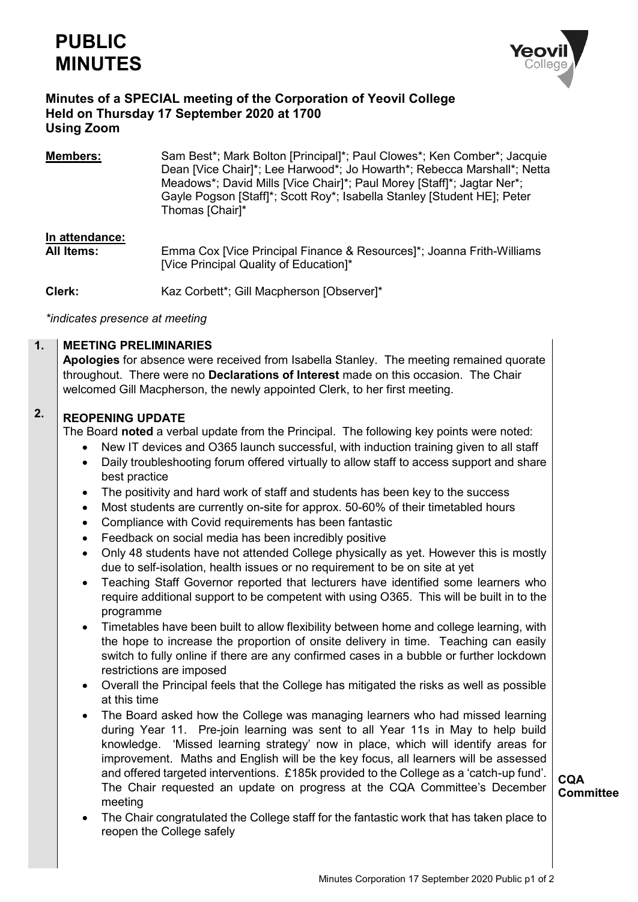# PUBLIC MINUTES

**Minutes of a SPECIAL meeting of the Corporation of Yeovil College**
**Held on Thursday 17 September 2020 at 1700**
**Using Zoom**

**Members:** Sam Best*; Mark Bolton [Principal]*; Paul Clowes*; Ken Comber*; Jacquie Dean [Vice Chair]*; Lee Harwood*; Jo Howarth*; Rebecca Marshall*; Netta Meadows*; David Mills [Vice Chair]*; Paul Morey [Staff]*; Jagtar Ner*; Gayle Pogson [Staff]*; Scott Roy*; Isabella Stanley [Student HE]; Peter Thomas [Chair]*

**In attendance:**

**All Items:** Emma Cox [Vice Principal Finance & Resources]*; Joanna Frith-Williams [Vice Principal Quality of Education]*

**Clerk:** Kaz Corbett*; Gill Macpherson [Observer]*

*\*indicates presence at meeting*

## 1. MEETING PRELIMINARIES

**Apologies** for absence were received from Isabella Stanley. The meeting remained quorate throughout. There were no **Declarations of Interest** made on this occasion. The Chair welcomed Gill Macpherson, the newly appointed Clerk, to her first meeting.

## 2. REOPENING UPDATE

The Board **noted** a verbal update from the Principal. The following key points were noted:

- New IT devices and O365 launch successful, with induction training given to all staff
- Daily troubleshooting forum offered virtually to allow staff to access support and share best practice
- The positivity and hard work of staff and students has been key to the success
- Most students are currently on-site for approx. 50-60% of their timetabled hours
- Compliance with Covid requirements has been fantastic
- Feedback on social media has been incredibly positive
- Only 48 students have not attended College physically as yet. However this is mostly due to self-isolation, health issues or no requirement to be on site at yet
- Teaching Staff Governor reported that lecturers have identified some learners who require additional support to be competent with using O365. This will be built in to the programme
- Timetables have been built to allow flexibility between home and college learning, with the hope to increase the proportion of onsite delivery in time. Teaching can easily switch to fully online if there are any confirmed cases in a bubble or further lockdown restrictions are imposed
- Overall the Principal feels that the College has mitigated the risks as well as possible at this time
- The Board asked how the College was managing learners who had missed learning during Year 11. Pre-join learning was sent to all Year 11s in May to help build knowledge. 'Missed learning strategy' now in place, which will identify areas for improvement. Maths and English will be the key focus, all learners will be assessed and offered targeted interventions. £185k provided to the College as a 'catch-up fund'. The Chair requested an update on progress at the CQA Committee's December meeting — **CQA Committee**
- The Chair congratulated the College staff for the fantastic work that has taken place to reopen the College safely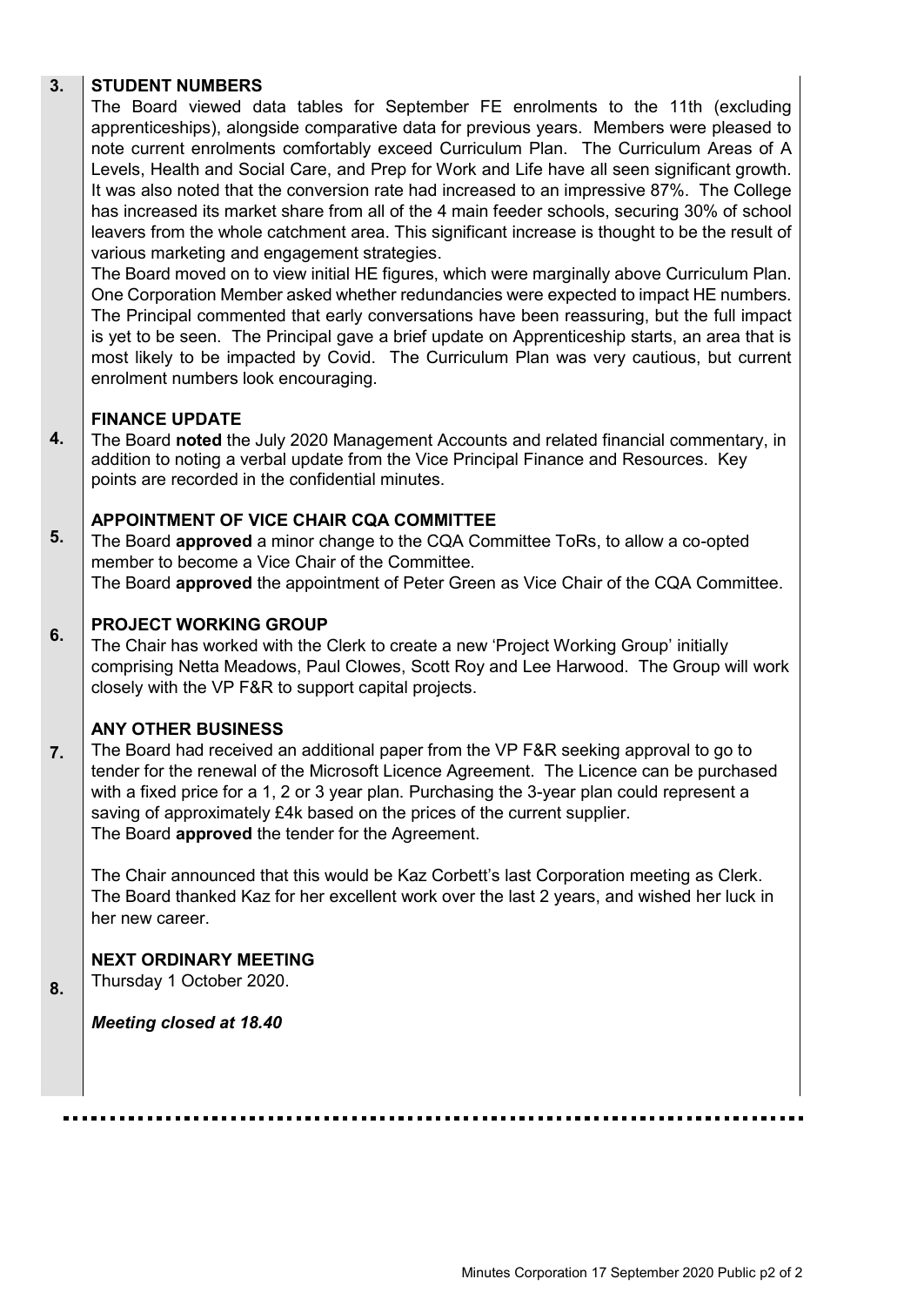**3. STUDENT NUMBERS**

The Board viewed data tables for September FE enrolments to the 11th (excluding apprenticeships), alongside comparative data for previous years. Members were pleased to note current enrolments comfortably exceed Curriculum Plan. The Curriculum Areas of A Levels, Health and Social Care, and Prep for Work and Life have all seen significant growth. It was also noted that the conversion rate had increased to an impressive 87%. The College has increased its market share from all of the 4 main feeder schools, securing 30% of school leavers from the whole catchment area. This significant increase is thought to be the result of various marketing and engagement strategies.

The Board moved on to view initial HE figures, which were marginally above Curriculum Plan. One Corporation Member asked whether redundancies were expected to impact HE numbers. The Principal commented that early conversations have been reassuring, but the full impact is yet to be seen. The Principal gave a brief update on Apprenticeship starts, an area that is most likely to be impacted by Covid. The Curriculum Plan was very cautious, but current enrolment numbers look encouraging.

**4. FINANCE UPDATE**

The Board **noted** the July 2020 Management Accounts and related financial commentary, in addition to noting a verbal update from the Vice Principal Finance and Resources. Key points are recorded in the confidential minutes.

**5. APPOINTMENT OF VICE CHAIR CQA COMMITTEE**

The Board **approved** a minor change to the CQA Committee ToRs, to allow a co-opted member to become a Vice Chair of the Committee.

The Board **approved** the appointment of Peter Green as Vice Chair of the CQA Committee.

**6. PROJECT WORKING GROUP**

The Chair has worked with the Clerk to create a new 'Project Working Group' initially comprising Netta Meadows, Paul Clowes, Scott Roy and Lee Harwood. The Group will work closely with the VP F&R to support capital projects.

**7. ANY OTHER BUSINESS**

The Board had received an additional paper from the VP F&R seeking approval to go to tender for the renewal of the Microsoft Licence Agreement. The Licence can be purchased with a fixed price for a 1, 2 or 3 year plan. Purchasing the 3-year plan could represent a saving of approximately £4k based on the prices of the current supplier.

The Board **approved** the tender for the Agreement.

The Chair announced that this would be Kaz Corbett's last Corporation meeting as Clerk. The Board thanked Kaz for her excellent work over the last 2 years, and wished her luck in her new career.

**8. NEXT ORDINARY MEETING**

Thursday 1 October 2020.

***Meeting closed at 18.40***